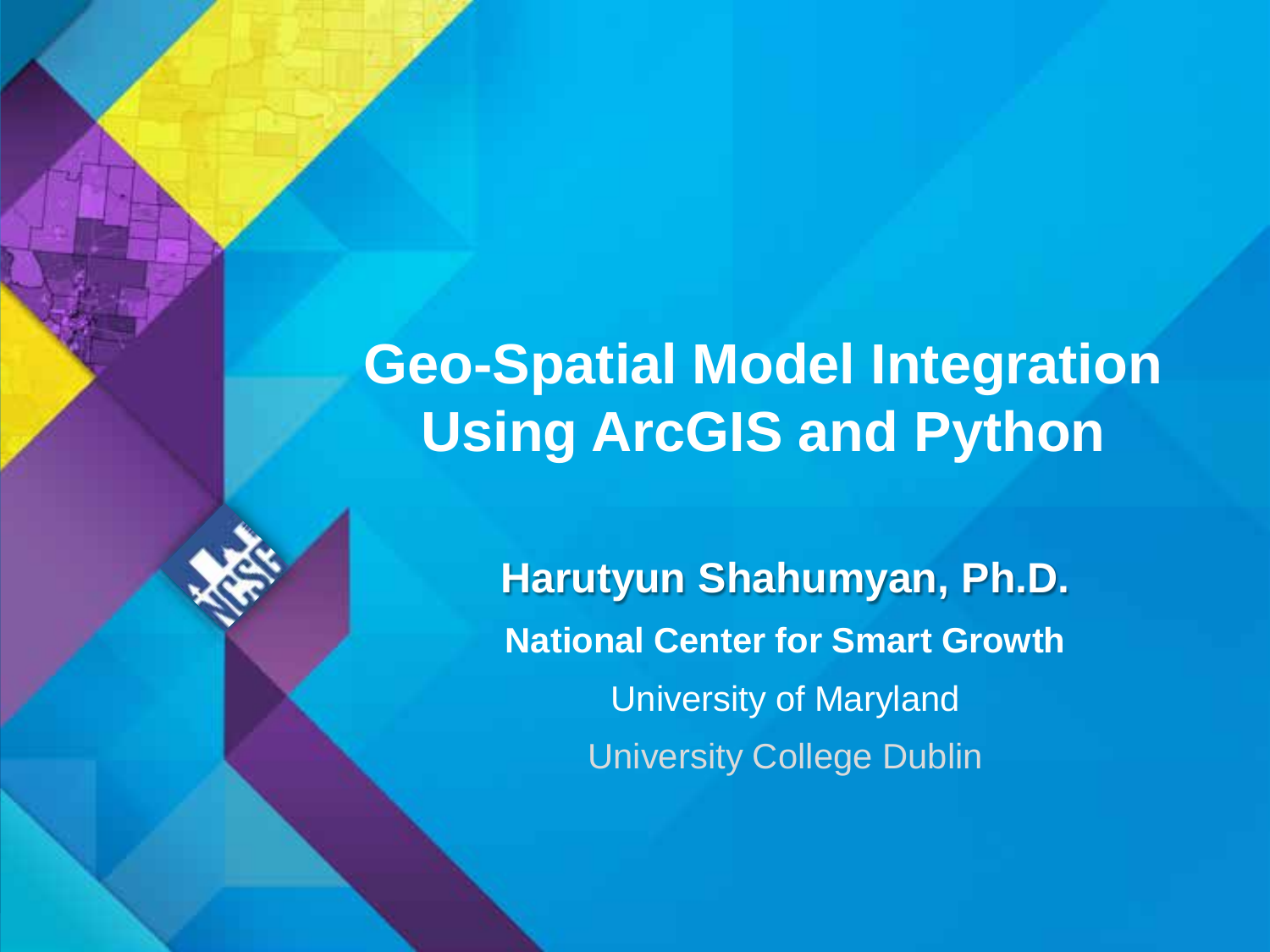# Geo-Spatial Model Integration Using ArcGIS and Python

**Harutyun Shahumyan, Ph.D.**

**National Center for Smart Growth**

University of Maryland

University College Dublin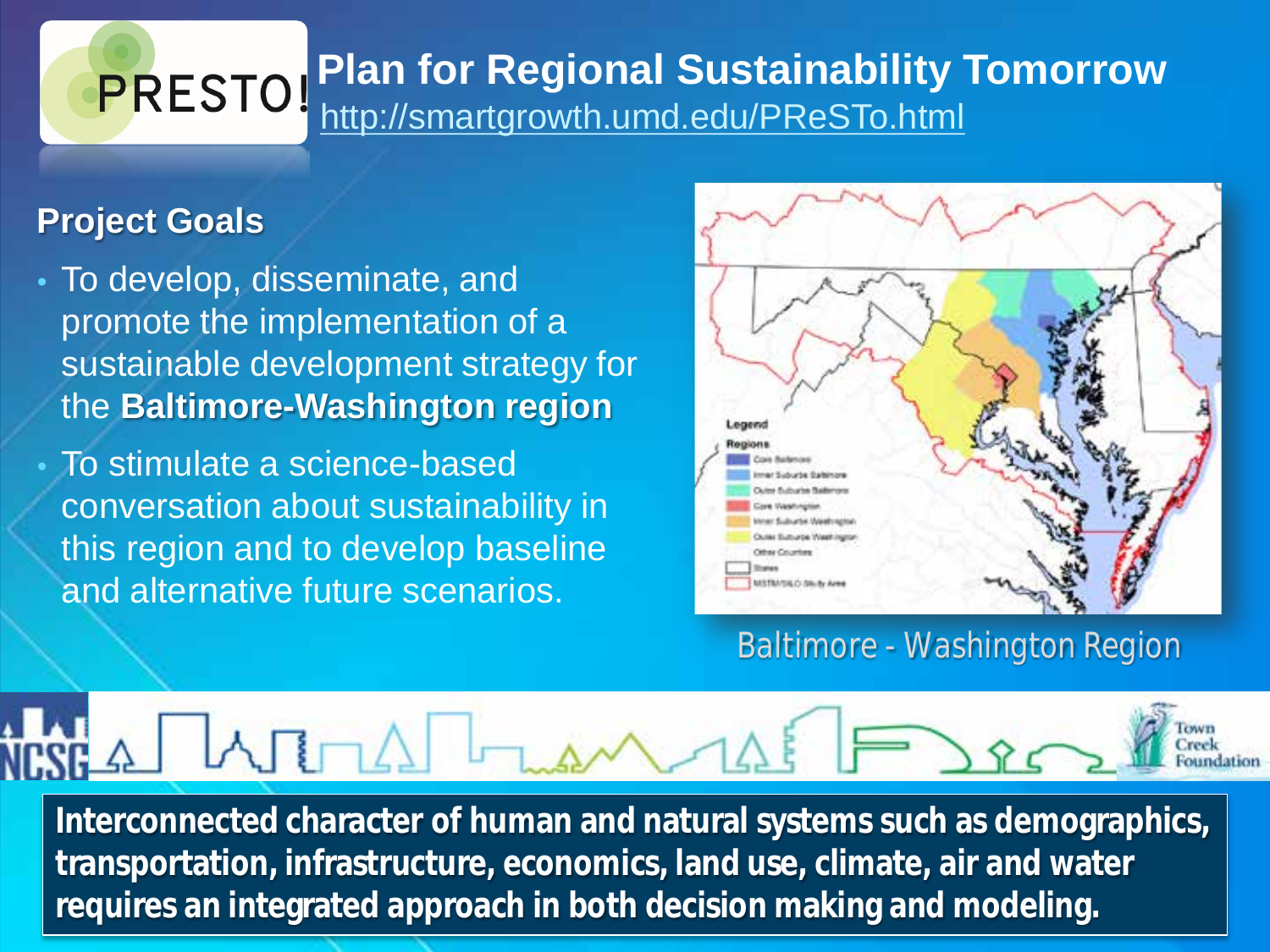# Plan for Regional Sustainability Tomorrow

PRESTO!

http://smartgrowth.umd.edu/PReSTo.html

## Project Goals

- To develop, disseminate, and promote the implementation of a sustainable development strategy for the **Baltimore-Washington region**
- To stimulate a science-based conversation about sustainability in this region and to develop baseline and alternative future scenarios.

Baltimore - Washington Region

**Interconnected character of human and natural systems such as demographics, transportation, infrastructure, economics, land use, climate, air and water requires an integrated approach in both decision making and modeling.**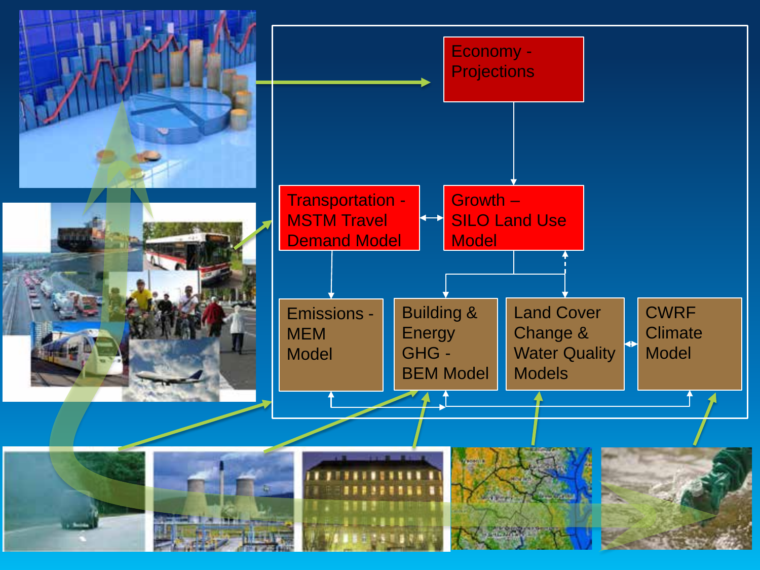Economy - Projections

Transportation - MSTM Travel Demand Model

Growth – SILO Land Use Model

Emissions - MEM Model

Building & Energy GHG - BEM Model

Land Cover Change & Water Quality Models

CWRF Climate Model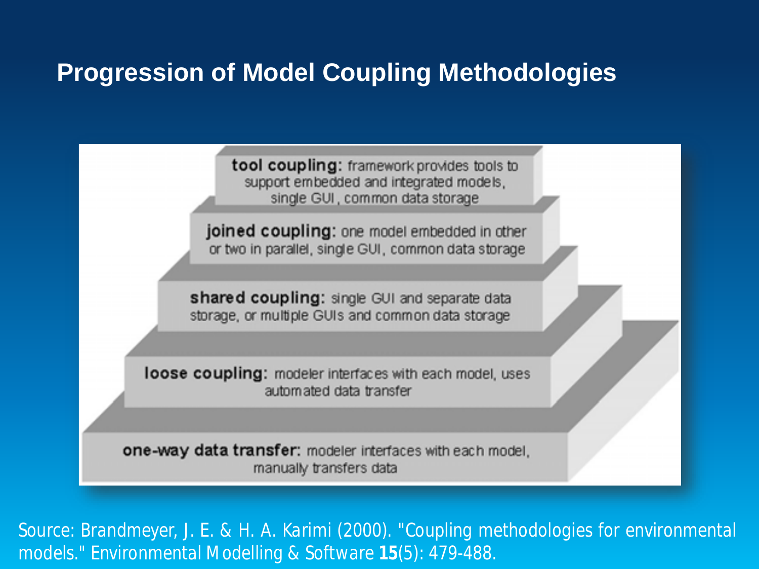# Progression of Model Coupling Methodologies

**tool coupling:** framework provides tools to support embedded and integrated models, single GUI, common data storage

**joined coupling:** one model embedded in other or two in parallel, single GUI, common data storage

**shared coupling:** single GUI and separate data storage, or multiple GUIs and common data storage

**loose coupling:** modeler interfaces with each model, uses automated data transfer

**one-way data transfer:** modeler interfaces with each model, manually transfers data

Source: Brandmeyer, J. E. & H. A. Karimi (2000). "Coupling methodologies for environmental models." Environmental Modelling & Software **15**(5): 479-488.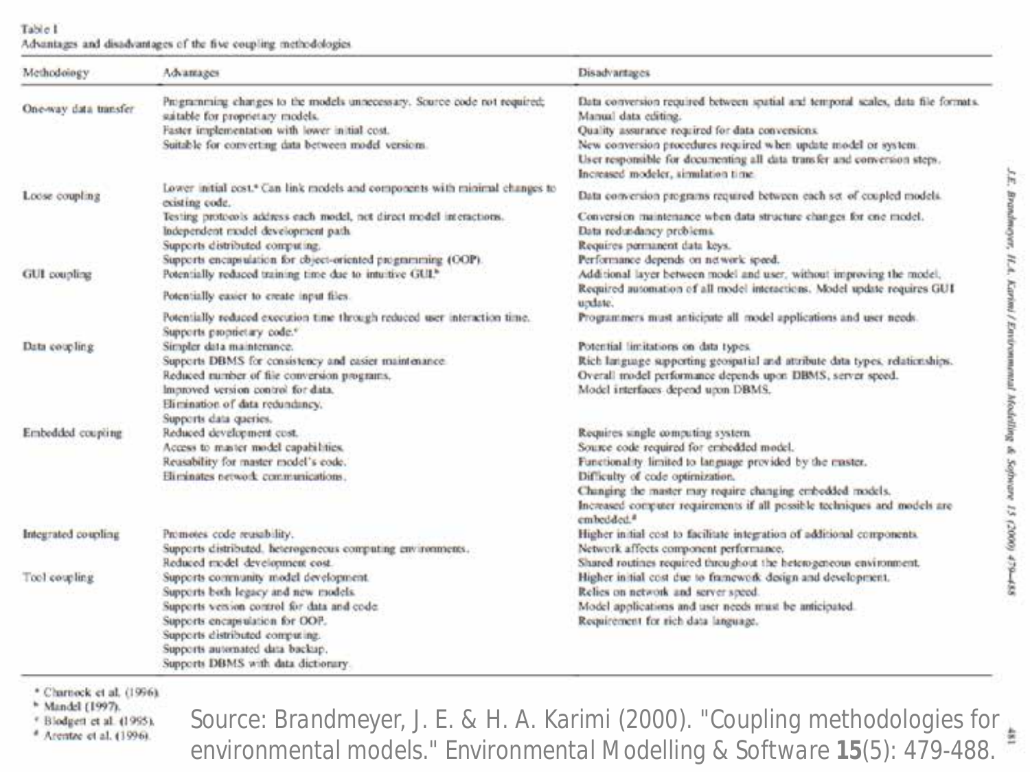Table 1
Advantages and disadvantages of the five coupling methodologies

| Methodology | Advantages | Disadvantages |
|---|---|---|
| One-way data transfer | Programming changes to the models unnecessary. Source code not required; suitable for proprietary models.<br>Faster implementation with lower initial cost.<br>Suitable for converting data between model versions. | Data conversion required between spatial and temporal scales, data file formats.<br>Manual data editing.<br>Quality assurance required for data conversions.<br>New conversion procedures required when update model or system.<br>User responsible for documenting all data transfer and conversion steps.<br>Increased modeler, simulation time. |
| Loose coupling | Lower initial cost.[a] Can link models and components with minimal changes to existing code.<br>Testing protocols address each model, not direct model interactions.<br>Independent model development path.<br>Supports distributed computing.<br>Supports encapsulation for object-oriented programming (OOP). | Data conversion programs required between each set of coupled models.<br>Conversion maintenance when data structure changes for one model.<br>Data redundancy problems.<br>Requires permanent data keys.<br>Performance depends on network speed. |
| GUI coupling | Potentially reduced training time due to intuitive GUI.[b]<br>Potentially easier to create input files.<br>Potentially reduced execution time through reduced user interaction time.<br>Supports proprietary code.[c] | Additional layer between model and user, without improving the model.<br>Required automation of all model interactions. Model update requires GUI update.<br>Programmers must anticipate all model applications and user needs. |
| Data coupling | Simpler data maintenance.<br>Supports DBMS for consistency and easier maintenance.<br>Reduced number of file conversion programs.<br>Improved version control for data.<br>Elimination of data redundancy.<br>Supports data queries. | Potential limitations on data types.<br>Rich language supporting geospatial and attribute data types, relationships.<br>Overall model performance depends upon DBMS, server speed.<br>Model interfaces depend upon DBMS. |
| Embedded coupling | Reduced development cost.<br>Access to master model capabilities.<br>Reusability for master model's code.<br>Eliminates network communications. | Requires single computing system.<br>Source code required for embedded model.<br>Functionality limited to language provided by the master.<br>Difficulty of code optimization.<br>Changing the master may require changing embedded models.<br>Increased computer requirements if all possible techniques and models are embedded.[d] |
| Integrated coupling | Promotes code reusability.<br>Supports distributed, heterogeneous computing environments.<br>Reduced model development cost. | Higher initial cost to facilitate integration of additional components.<br>Network affects component performance.<br>Shared routines required throughout the heterogeneous environment. |
| Tool coupling | Supports community model development.<br>Supports both legacy and new models.<br>Supports version control for data and code.<br>Supports encapsulation for OOP.<br>Supports distributed computing.<br>Supports automated data backup.<br>Supports DBMS with data dictionary. | Higher initial cost due to framework design and development.<br>Relies on network and server speed.<br>Model applications and user needs must be anticipated.<br>Requirement for rich data language. |

[a] Charnock et al. (1996).
[b] Mandel (1997).
[c] Blodgett et al. (1995).
[d] Arentze et al. (1996).

Source: Brandmeyer, J. E. & H. A. Karimi (2000). "Coupling methodologies for environmental models." Environmental Modelling & Software **15**(5): 479-488.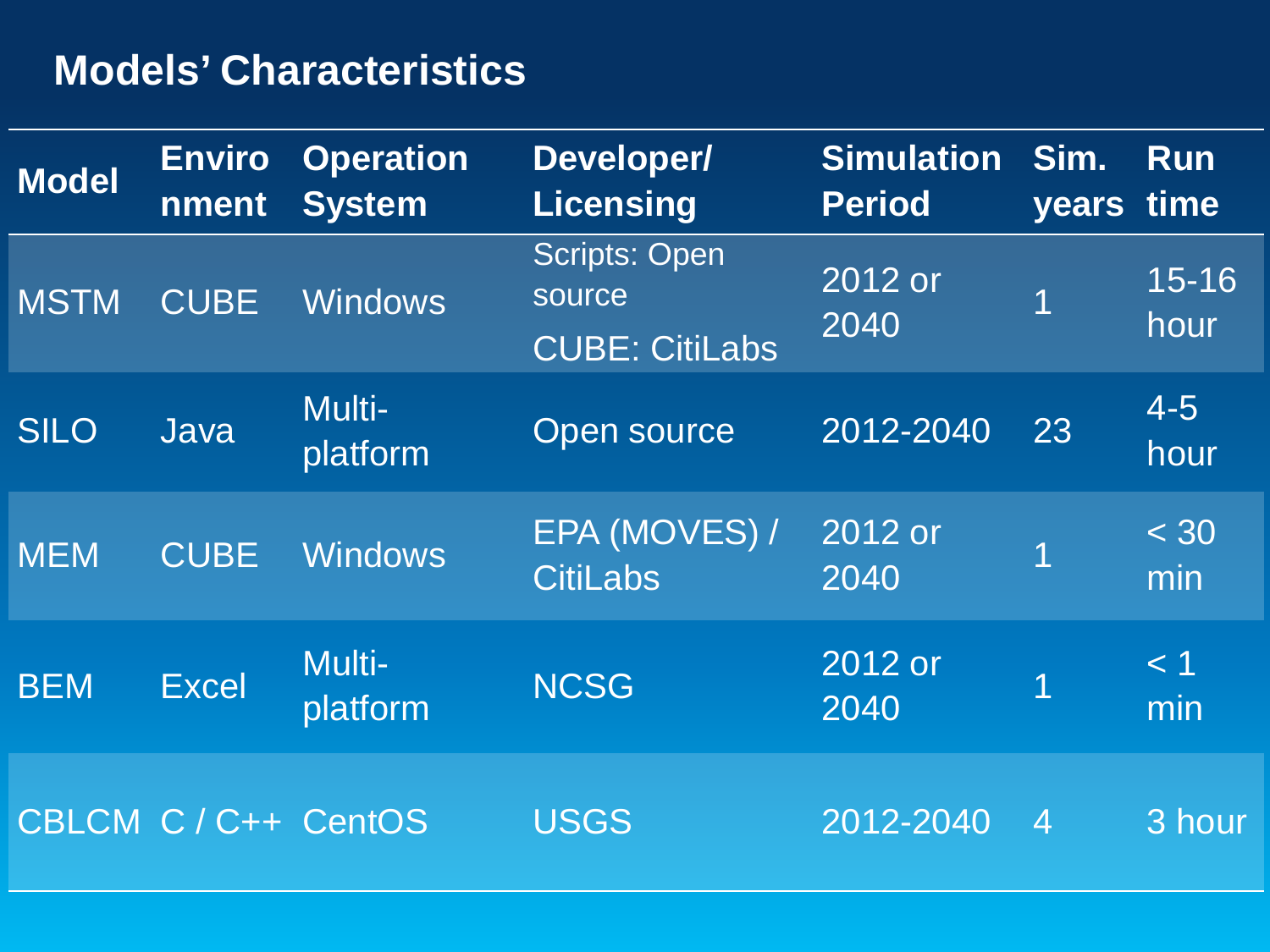## Models' Characteristics

| Model | Environment | Operation System | Developer/ Licensing | Simulation Period | Sim. years | Run time |
|---|---|---|---|---|---|---|
| MSTM | CUBE | Windows | Scripts: Open source<br>CUBE: CitiLabs | 2012 or 2040 | 1 | 15-16 hour |
| SILO | Java | Multi-platform | Open source | 2012-2040 | 23 | 4-5 hour |
| MEM | CUBE | Windows | EPA (MOVES) / CitiLabs | 2012 or 2040 | 1 | < 30 min |
| BEM | Excel | Multi-platform | NCSG | 2012 or 2040 | 1 | < 1 min |
| CBLCM | C / C++ | CentOS | USGS | 2012-2040 | 4 | 3 hour |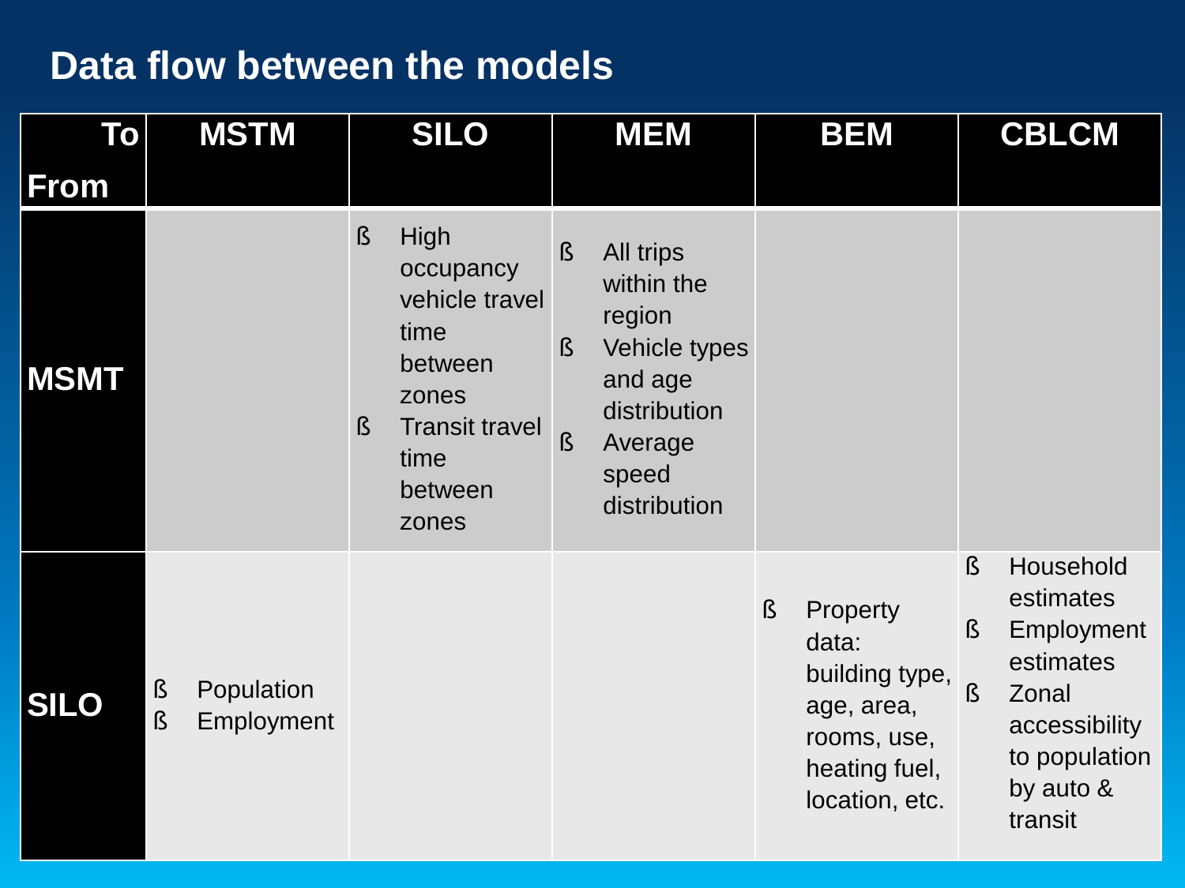## Data flow between the models

| To / From | MSTM | SILO | MEM | BEM | CBLCM |
|---|---|---|---|---|---|
| **MSMT** | | ß High occupancy vehicle travel time between zones<br>ß Transit travel time between zones | ß All trips within the region<br>ß Vehicle types and age distribution<br>ß Average speed distribution | | |
| **SILO** | ß Population<br>ß Employment | | | ß Property data: building type, age, area, rooms, use, heating fuel, location, etc. | ß Household estimates<br>ß Employment estimates<br>ß Zonal accessibility to population by auto & transit |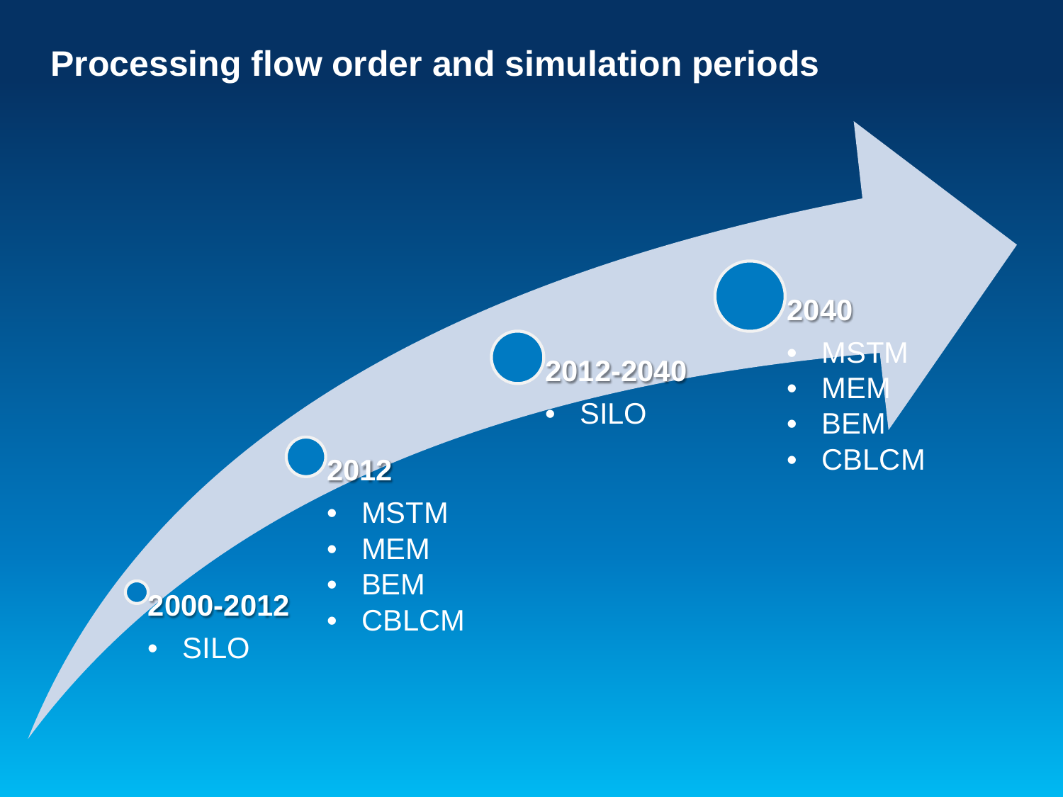# Processing flow order and simulation periods

**2000-2012**
- SILO

**2012**
- MSTM
- MEM
- BEM
- CBLCM

**2012-2040**
- SILO

**2040**
- MSTM
- MEM
- BEM
- CBLCM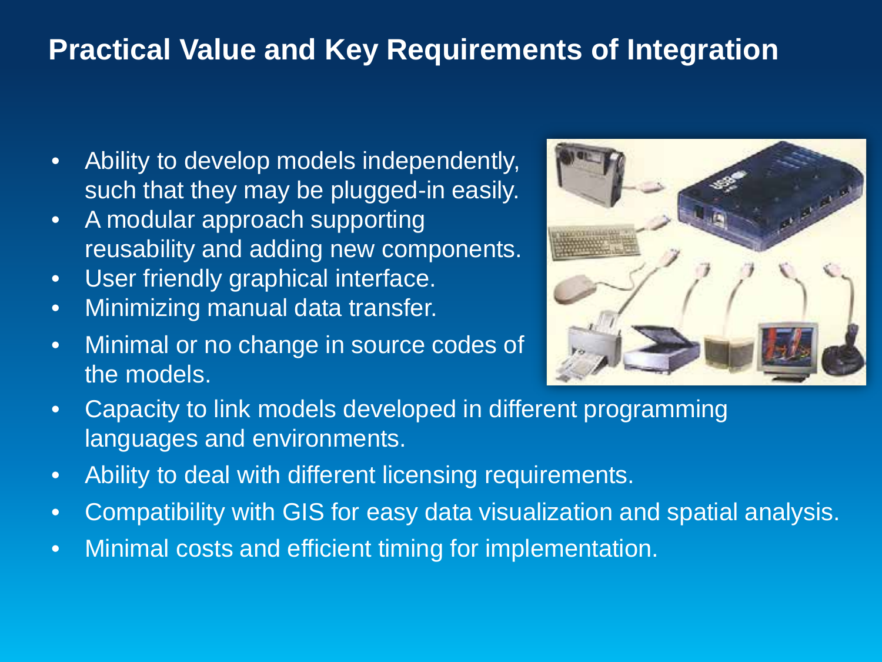# Practical Value and Key Requirements of Integration

- Ability to develop models independently, such that they may be plugged-in easily.
- A modular approach supporting reusability and adding new components.
- User friendly graphical interface.
- Minimizing manual data transfer.
- Minimal or no change in source codes of the models.
- Capacity to link models developed in different programming languages and environments.
- Ability to deal with different licensing requirements.
- Compatibility with GIS for easy data visualization and spatial analysis.
- Minimal costs and efficient timing for implementation.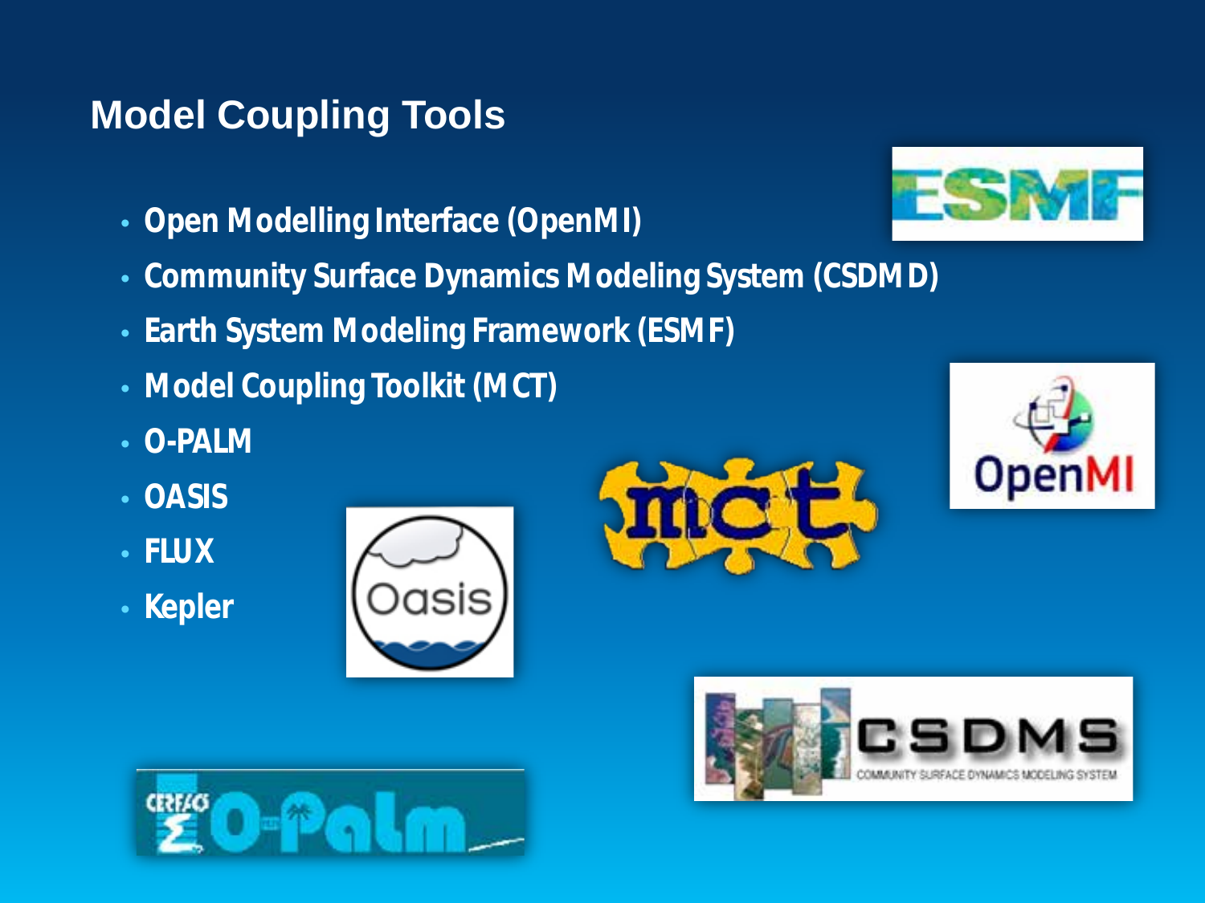## Model Coupling Tools

- Open Modelling Interface (OpenMI)
- Community Surface Dynamics Modeling System (CSDMD)
- Earth System Modeling Framework (ESMF)
- Model Coupling Toolkit (MCT)
- O-PALM
- OASIS
- FLUX
- Kepler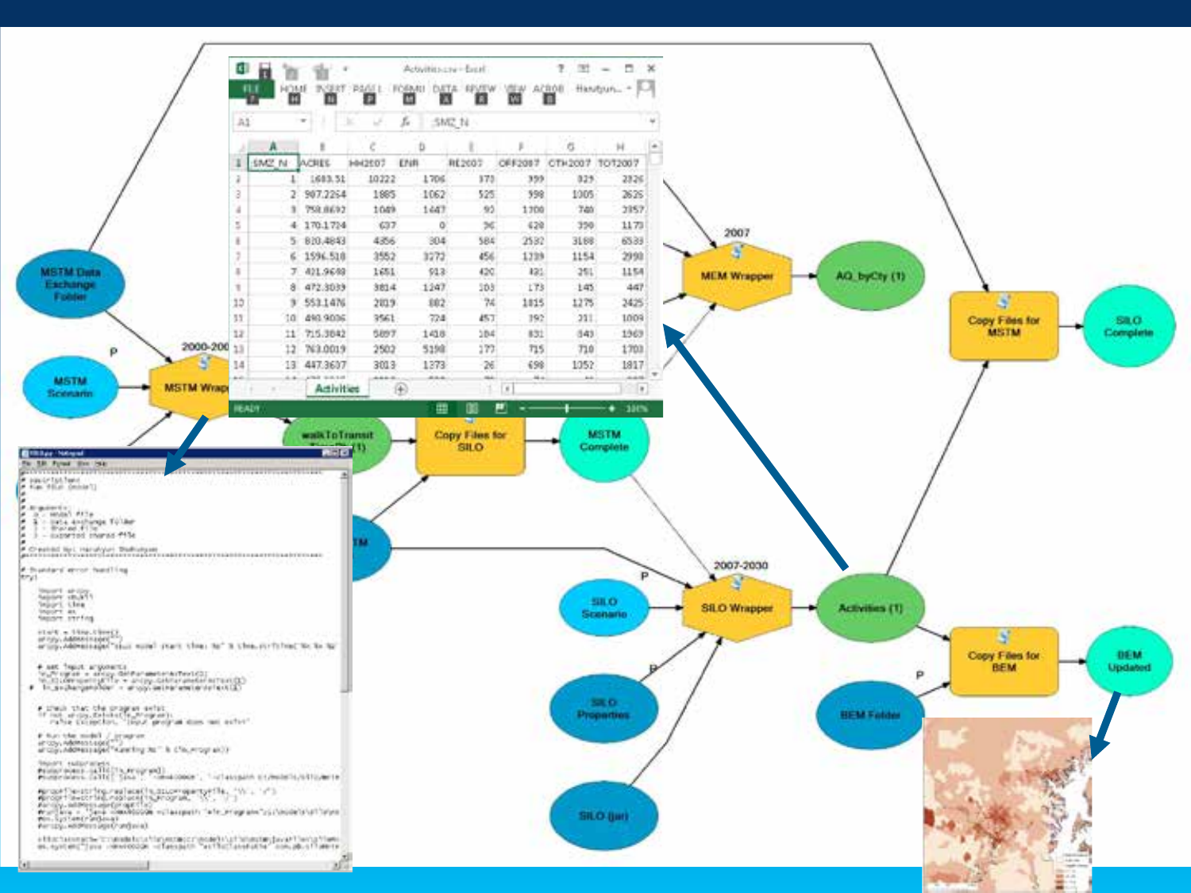| SMZ_N | ACRES | HH2007 | ENR | RE2007 | OFF2007 | OTH2007 | TOT2007 |
|---|---|---|---|---|---|---|---|
| 1 | 1683.51 | 10222 | 1706 | 373 | 399 | 829 | 2326 |
| 2 | 987.2264 | 1885 | 1062 | 525 | 598 | 1005 | 2626 |
| 3 | 758.8692 | 1049 | 1647 | 93 | 1100 | 740 | 2357 |
| 4 | 170.1724 | 637 | 0 | 96 | 628 | 390 | 1173 |
| 5 | 820.4843 | 4356 | 304 | 584 | 2532 | 3188 | 6533 |
| 6 | 1596.518 | 3552 | 3272 | 456 | 1239 | 1154 | 2998 |
| 7 | 421.9698 | 1651 | 913 | 420 | 491 | 251 | 1154 |
| 8 | 472.3039 | 3814 | 1247 | 103 | 173 | 145 | 447 |
| 9 | 553.1476 | 2819 | 882 | 74 | 1815 | 1275 | 2425 |
| 10 | 490.9006 | 3561 | 724 | 457 | 392 | 211 | 1009 |
| 11 | 715.3842 | 5897 | 1418 | 184 | 831 | 849 | 1969 |
| 12 | 763.0019 | 2502 | 5198 | 177 | 715 | 718 | 1703 |
| 13 | 447.3607 | 3013 | 1273 | 26 | 698 | 1352 | 1817 |

Activities

MSTM Data Exchange Folder

MSTM Scenario

MSTM Wrapper (2000-2007)

walkToTransit

Copy Files for SILO

MSTM Complete

MEM Wrapper (2007)

AQ_byCty (1)

Copy Files for MSTM

SILO Complete

SILO Scenario

SILO Wrapper (2007-2030)

SILO Properties

SILO (jar)

Activities (1)

Copy Files for BEM

BEM Folder

BEM Updated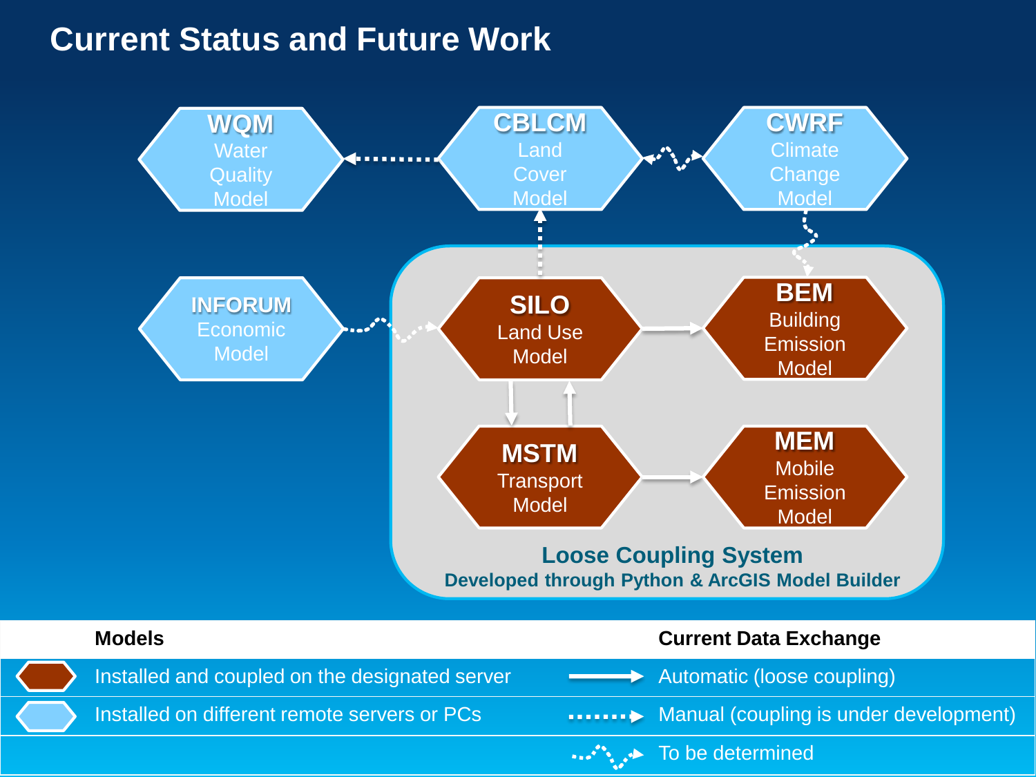# Current Status and Future Work

**WQM** Water Quality Model

**CBLCM** Land Cover Model

**CWRF** Climate Change Model

**INFORUM** Economic Model

**SILO** Land Use Model

**BEM** Building Emission Model

**MSTM** Transport Model

**MEM** Mobile Emission Model

**Loose Coupling System**
**Developed through Python & ArcGIS Model Builder**

| Models | Current Data Exchange |
|---|---|
| Installed and coupled on the designated server | Automatic (loose coupling) |
| Installed on different remote servers or PCs | Manual (coupling is under development) |
| | To be determined |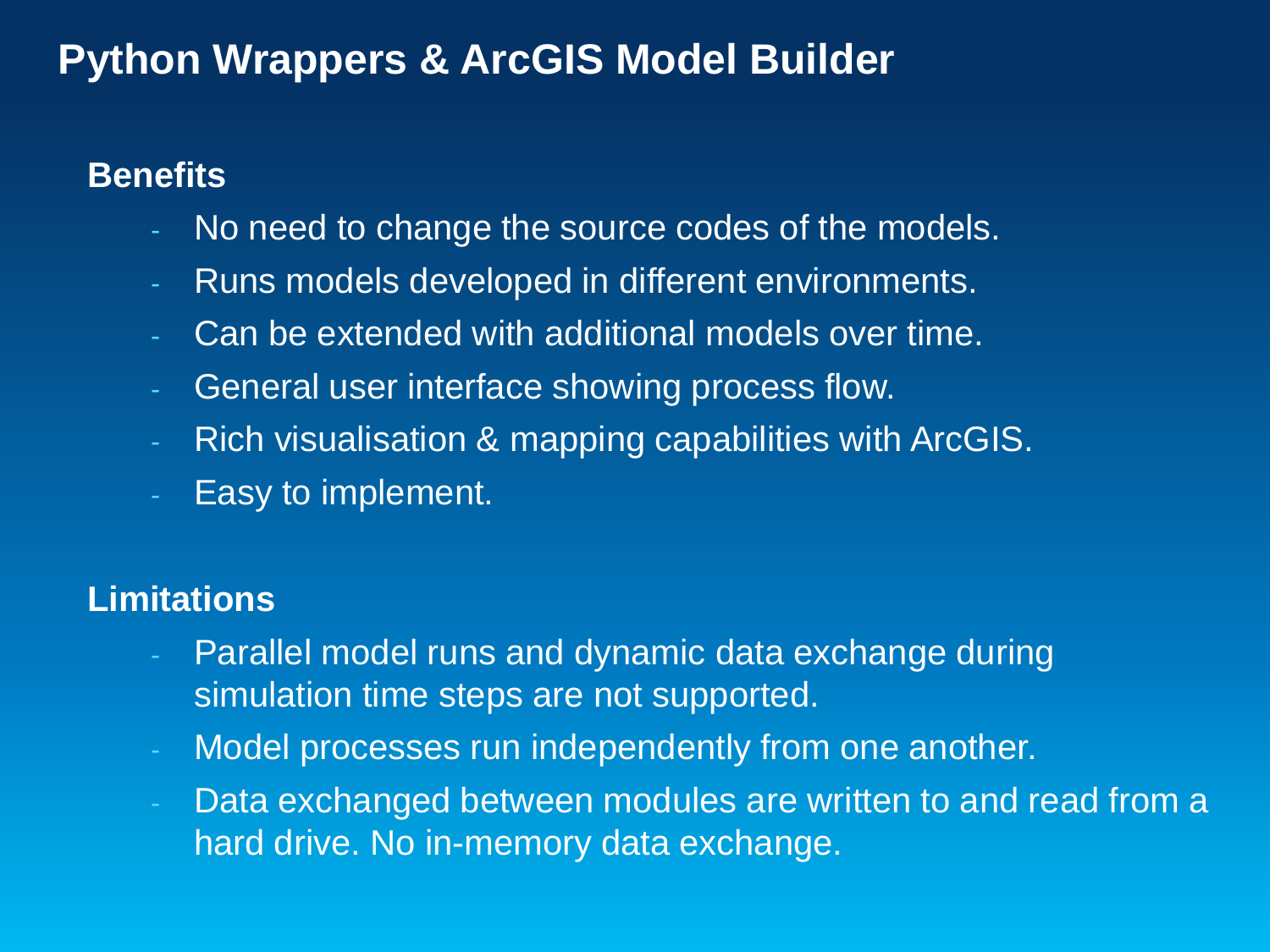# Python Wrappers & ArcGIS Model Builder

## Benefits

- No need to change the source codes of the models.
- Runs models developed in different environments.
- Can be extended with additional models over time.
- General user interface showing process flow.
- Rich visualisation & mapping capabilities with ArcGIS.
- Easy to implement.

## Limitations

- Parallel model runs and dynamic data exchange during simulation time steps are not supported.
- Model processes run independently from one another.
- Data exchanged between modules are written to and read from a hard drive. No in-memory data exchange.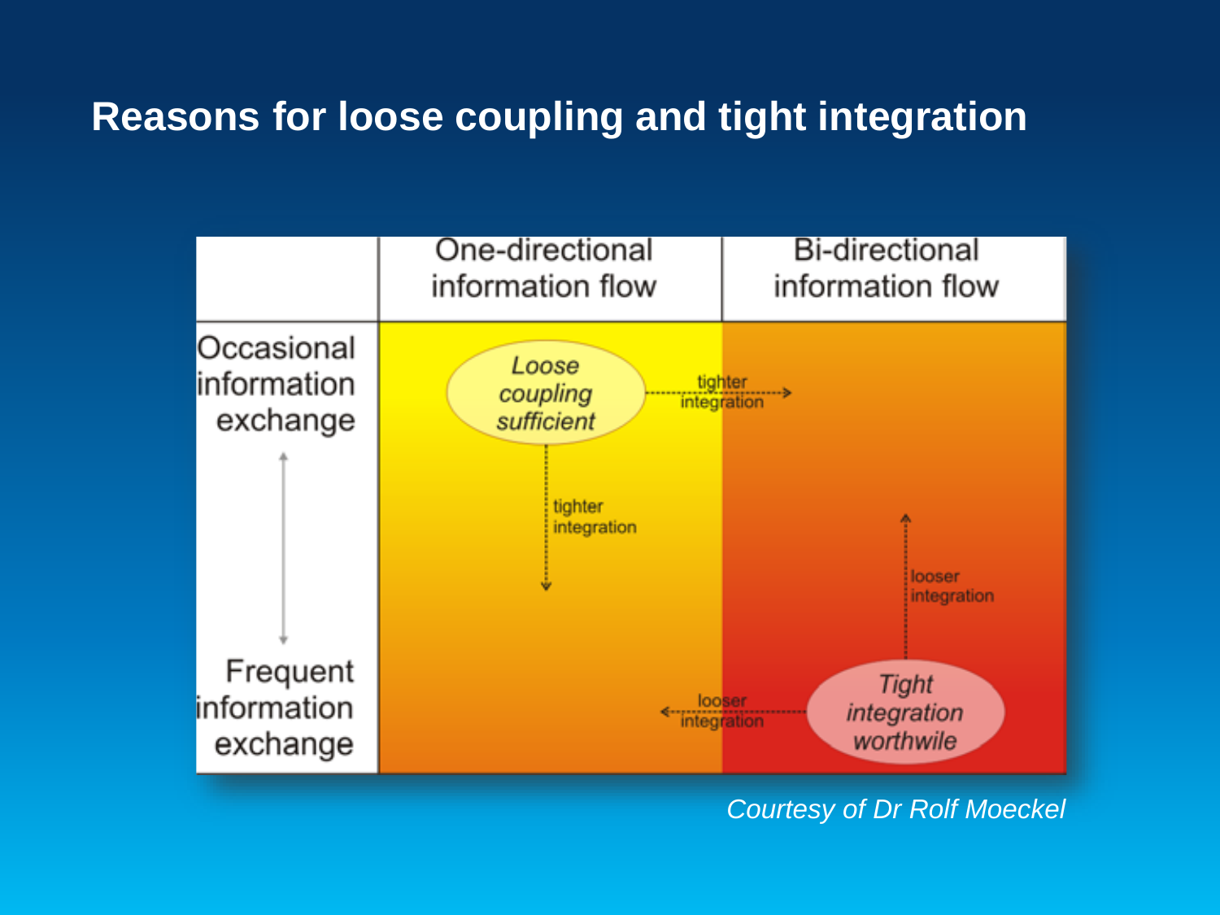## Reasons for loose coupling and tight integration

| | One-directional information flow | Bi-directional information flow |
|---|---|---|
| Occasional information exchange | *Loose coupling sufficient* | |
| Frequent information exchange | | *Tight integration worthwile* |

tighter integration

tighter integration

looser integration

looser integration

*Courtesy of Dr Rolf Moeckel*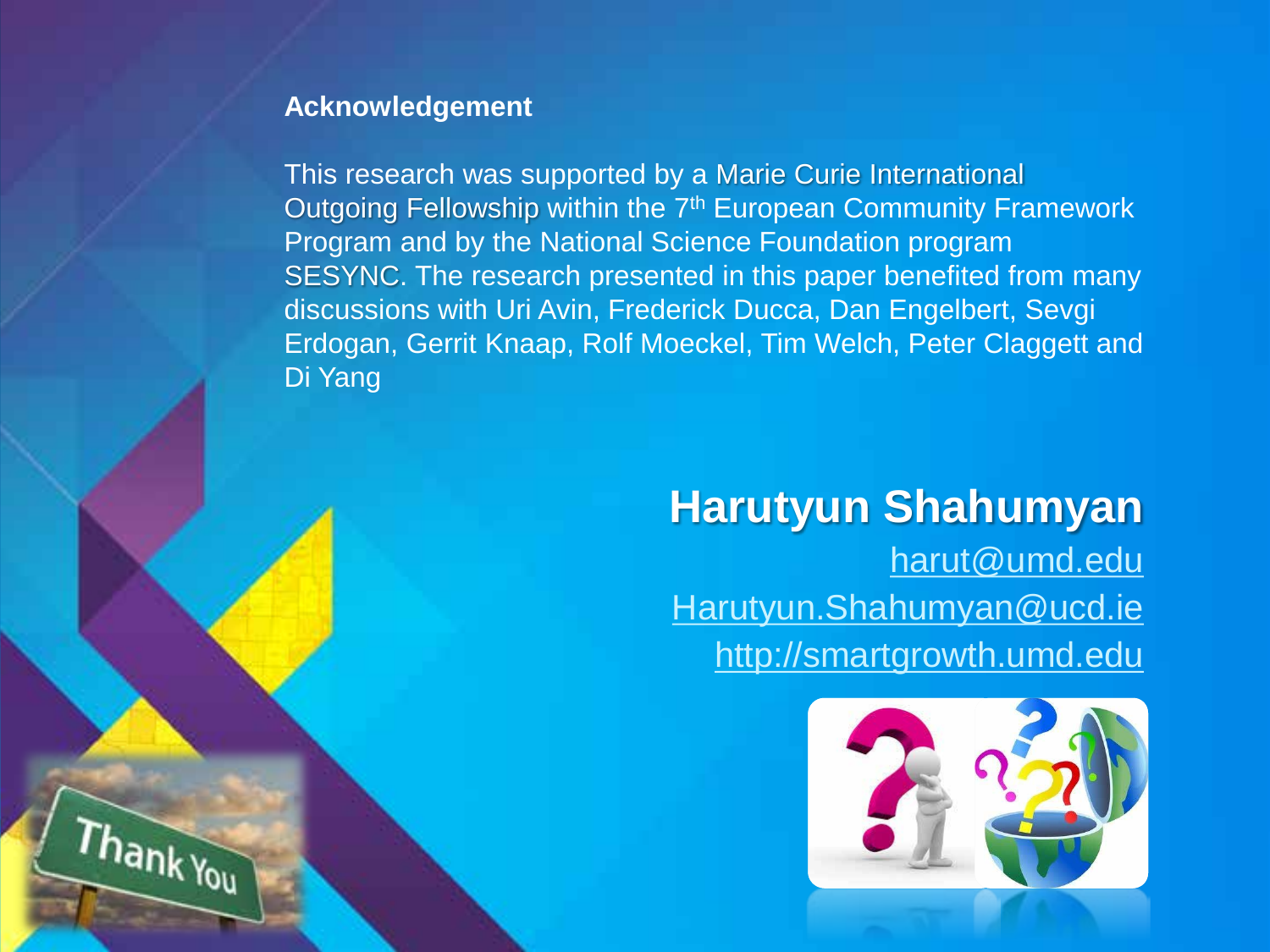**Acknowledgement**

This research was supported by a Marie Curie International Outgoing Fellowship within the 7th European Community Framework Program and by the National Science Foundation program SESYNC. The research presented in this paper benefited from many discussions with Uri Avin, Frederick Ducca, Dan Engelbert, Sevgi Erdogan, Gerrit Knaap, Rolf Moeckel, Tim Welch, Peter Claggett and Di Yang

## Harutyun Shahumyan

harut@umd.edu

Harutyun.Shahumyan@ucd.ie

http://smartgrowth.umd.edu